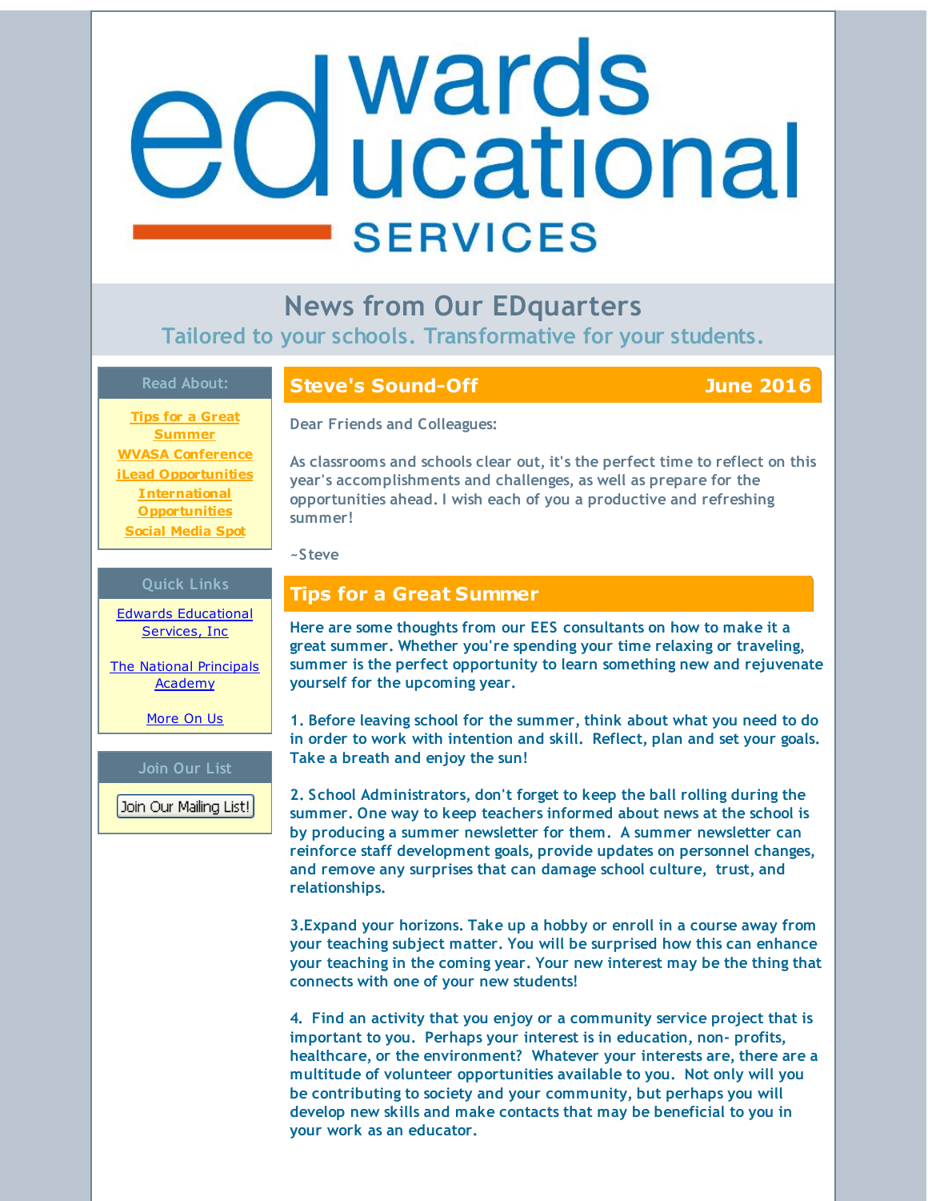# Edwards Educational Services

## News from Our EDquarters

Tailored to your schools. Transformative for your students.

### Read About:

- Tips for a Great Summer
- WVASA Conference
- iLead Opportunities
- International Opportunities
- Social Media Spot

### Quick Links

- Edwards Educational Services, Inc
- The National Principals Academy
- More On Us

### Join Our List

Join Our Mailing List!

## Steve's Sound-Off — June 2016

Dear Friends and Colleagues:

As classrooms and schools clear out, it's the perfect time to reflect on this year's accomplishments and challenges, as well as prepare for the opportunities ahead. I wish each of you a productive and refreshing summer!

~Steve

## Tips for a Great Summer

**Here are some thoughts from our EES consultants on how to make it a great summer. Whether you're spending your time relaxing or traveling, summer is the perfect opportunity to learn something new and rejuvenate yourself for the upcoming year.**

**1. Before leaving school for the summer, think about what you need to do in order to work with intention and skill. Reflect, plan and set your goals. Take a breath and enjoy the sun!**

**2. School Administrators, don't forget to keep the ball rolling during the summer. One way to keep teachers informed about news at the school is by producing a summer newsletter for them. A summer newsletter can reinforce staff development goals, provide updates on personnel changes, and remove any surprises that can damage school culture, trust, and relationships.**

**3.Expand your horizons. Take up a hobby or enroll in a course away from your teaching subject matter. You will be surprised how this can enhance your teaching in the coming year. Your new interest may be the thing that connects with one of your new students!**

**4. Find an activity that you enjoy or a community service project that is important to you. Perhaps your interest is in education, non- profits, healthcare, or the environment? Whatever your interests are, there are a multitude of volunteer opportunities available to you. Not only will you be contributing to society and your community, but perhaps you will develop new skills and make contacts that may be beneficial to you in your work as an educator.**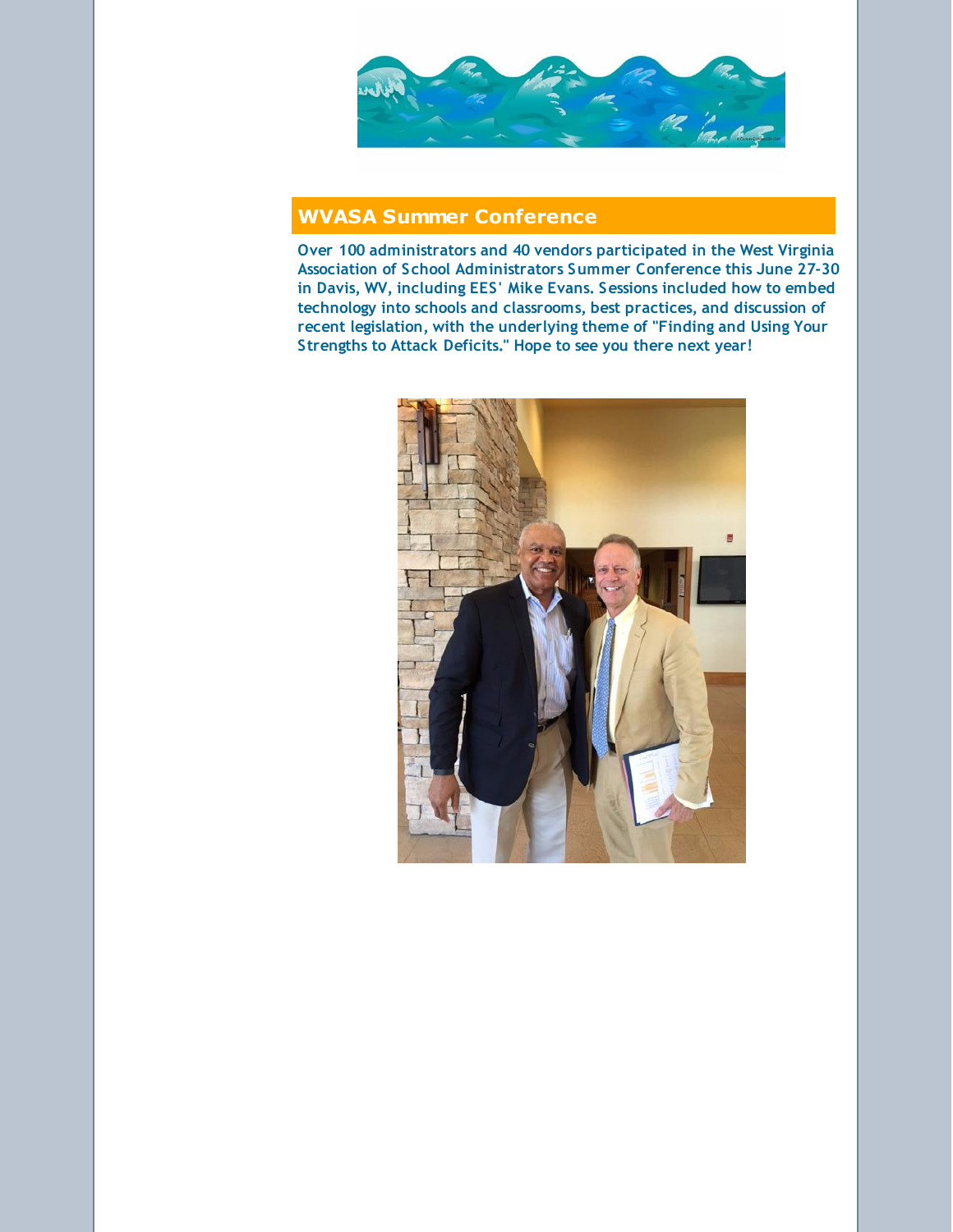## WVASA Summer Conference

**Over 100 administrators and 40 vendors participated in the West Virginia Association of School Administrators Summer Conference this June 27-30 in Davis, WV, including EES' Mike Evans. Sessions included how to embed technology into schools and classrooms, best practices, and discussion of recent legislation, with the underlying theme of "Finding and Using Your Strengths to Attack Deficits." Hope to see you there next year!**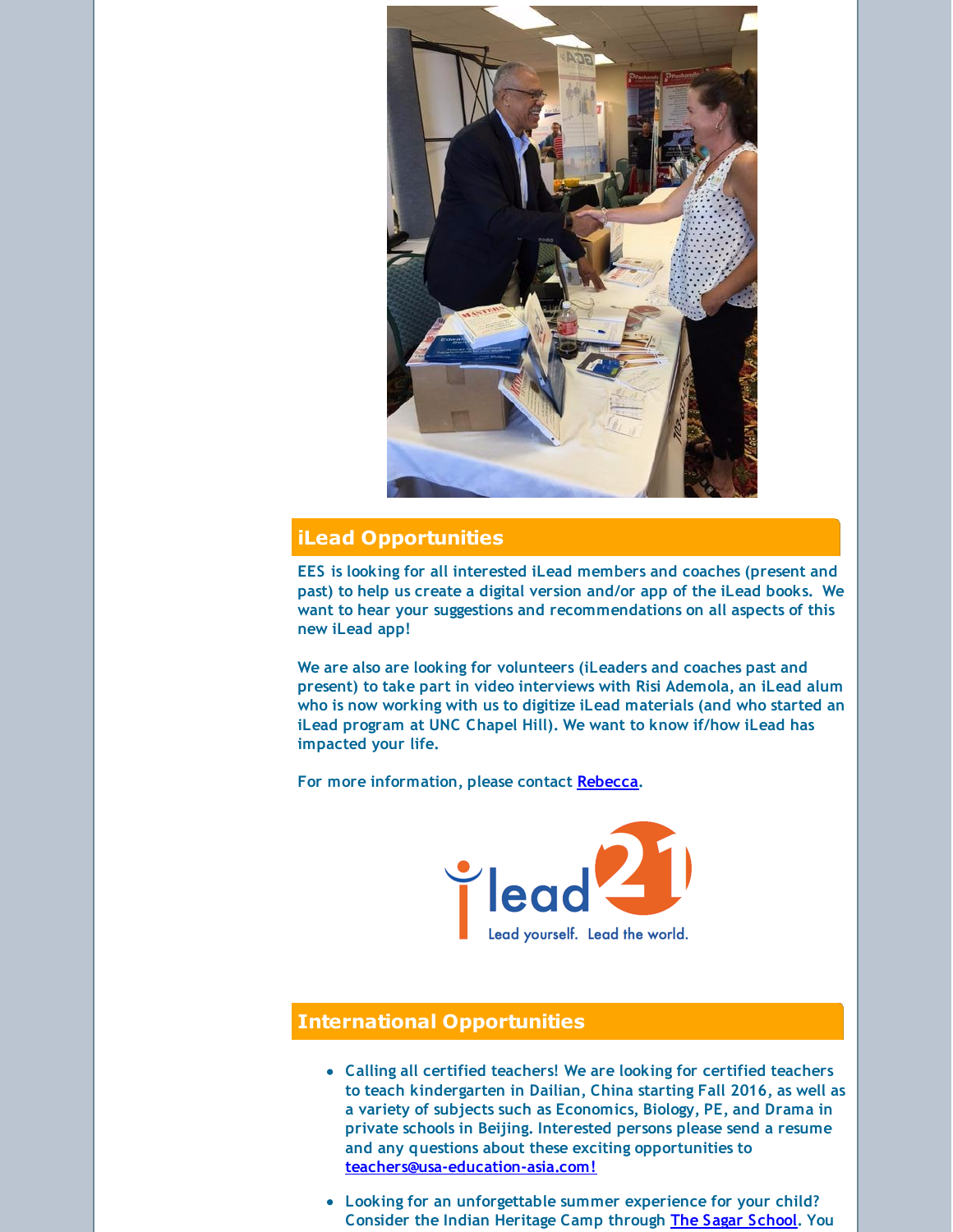## iLead Opportunities

**EES is looking for all interested iLead members and coaches (present and past) to help us create a digital version and/or app of the iLead books. We want to hear your suggestions and recommendations on all aspects of this new iLead app!**

**We are also are looking for volunteers (iLeaders and coaches past and present) to take part in video interviews with Risi Ademola, an iLead alum who is now working with us to digitize iLead materials (and who started an iLead program at UNC Chapel Hill). We want to know if/how iLead has impacted your life.**

**For more information, please contact Rebecca.**

## International Opportunities

- **Calling all certified teachers! We are looking for certified teachers to teach kindergarten in Dailian, China starting Fall 2016, as well as a variety of subjects such as Economics, Biology, PE, and Drama in private schools in Beijing. Interested persons please send a resume and any questions about these exciting opportunities to teachers@usa-education-asia.com!**
- **Looking for an unforgettable summer experience for your child? Consider the Indian Heritage Camp through The Sagar School. You**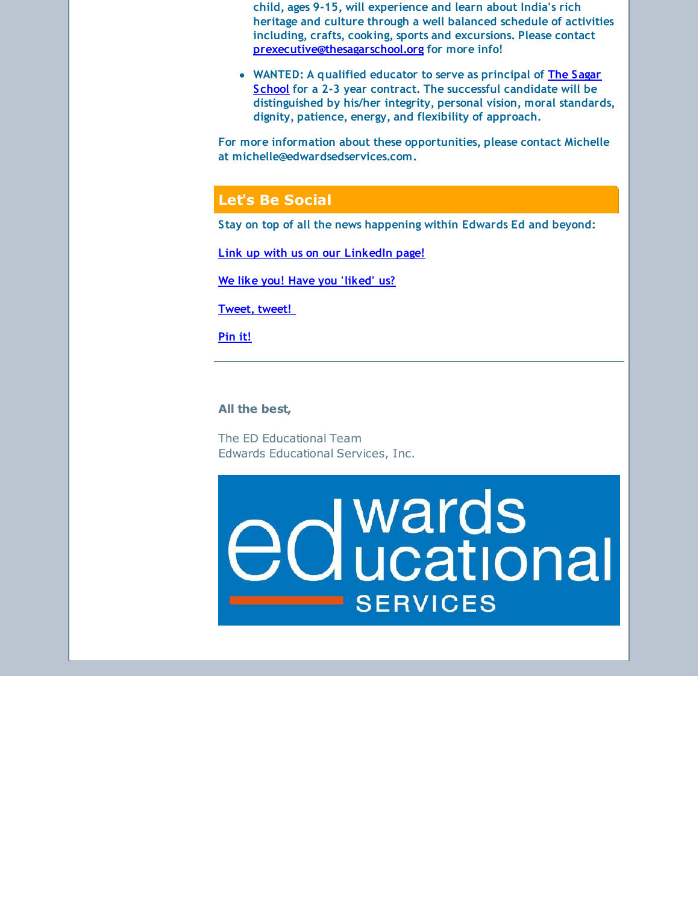- child, ages 9-15, will experience and learn about India's rich heritage and culture through a well balanced schedule of activities including, crafts, cooking, sports and excursions. Please contact prexecutive@thesagarschool.org for more info!

- WANTED: A qualified educator to serve as principal of The Sagar School for a 2-3 year contract. The successful candidate will be distinguished by his/her integrity, personal vision, moral standards, dignity, patience, energy, and flexibility of approach.

For more information about these opportunities, please contact Michelle at michelle@edwardsedservices.com.

## Let's Be Social

Stay on top of all the news happening within Edwards Ed and beyond:

Link up with us on our LinkedIn page!

We like you! Have you 'liked' us?

Tweet, tweet!

Pin it!

---

**All the best,**

The ED Educational Team
Edwards Educational Services, Inc.

edwards educational SERVICES